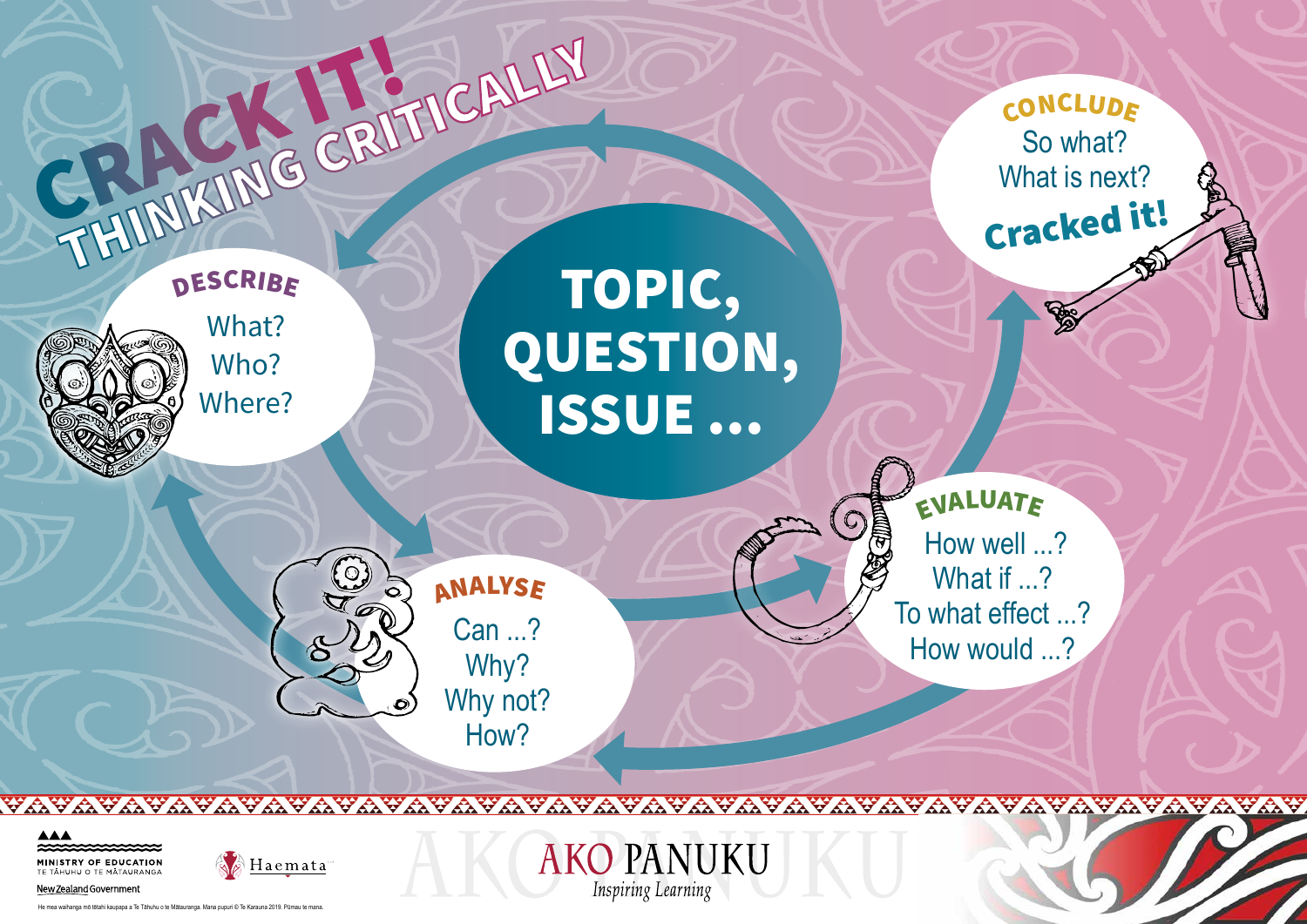# CRACK IT! THINKING CRITICALLY

## TOPIC, QUESTION, ISSUE ...

### DESCRIBE
What?
Who?
Where?

### ANALYSE
Can ...?
Why?
Why not?
How?

### EVALUATE
How well ...?
What if ...?
To what effect ...?
How would ...?

### CONCLUDE
So what?
What is next?
**Cracked it!**

MINISTRY OF EDUCATION
TE TĀHUHU O TE MĀTAURANGA
New Zealand Government

Haemata

AKO PANUKU
*Inspiring Learning*

He mea waihanga mō tētahi kaupapa a Te Tāhuhu o te Mātauranga. Mana pupuri © Te Karauna 2019. Pūmau te mana.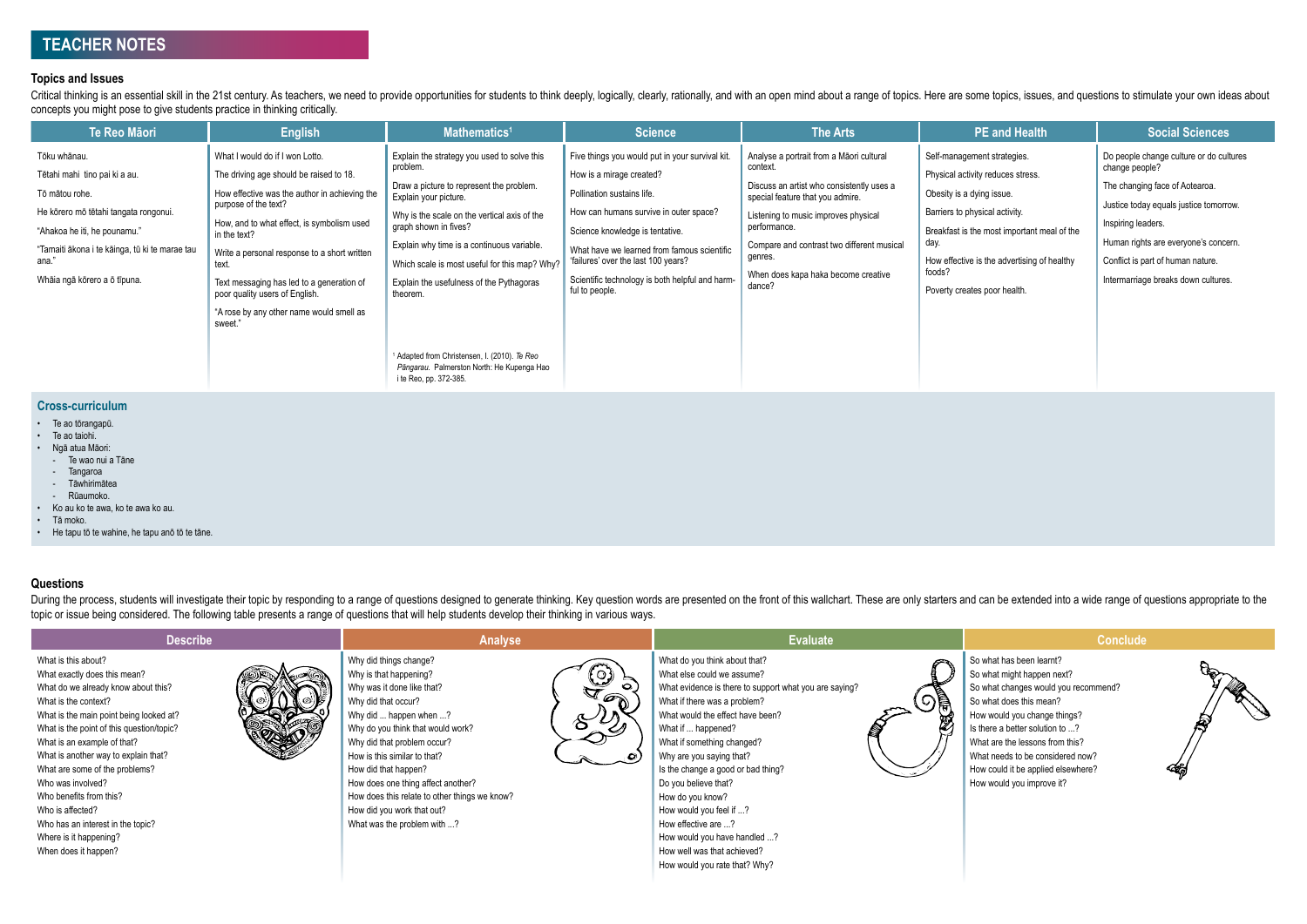# TEACHER NOTES

## Topics and Issues

Critical thinking is an essential skill in the 21st century. As teachers, we need to provide opportunities for students to think deeply, logically, clearly, rationally, and with an open mind about a range of topics. Here are some topics, issues, and questions to stimulate your own ideas about concepts you might pose to give students practice in thinking critically.

| Te Reo Māori | English | Mathematics[1] | Science | The Arts | PE and Health | Social Sciences |
|---|---|---|---|---|---|---|
| Tōku whānau. | What I would do if I won Lotto. | Explain the strategy you used to solve this problem. | Five things you would put in your survival kit. | Analyse a portrait from a Māori cultural context. | Self-management strategies. | Do people change culture or do cultures change people? |
| Tētahi mahi tino pai ki a au. | The driving age should be raised to 18. | Draw a picture to represent the problem. Explain your picture. | How is a mirage created? | Discuss an artist who consistently uses a special feature that you admire. | Physical activity reduces stress. | The changing face of Aotearoa. |
| Tō mātou rohe. | How effective was the author in achieving the purpose of the text? | Why is the scale on the vertical axis of the graph shown in fives? | Pollination sustains life. | Listening to music improves physical performance. | Obesity is a dying issue. | Justice today equals justice tomorrow. |
| He kōrero mō tētahi tangata rongonui. | How, and to what effect, is symbolism used in the text? | Explain why time is a continuous variable. | How can humans survive in outer space? | Compare and contrast two different musical genres. | Barriers to physical activity. | Inspiring leaders. |
| "Ahakoa he iti, he pounamu." | Write a personal response to a short written text. | Which scale is most useful for this map? Why? | Science knowledge is tentative. | When does kapa haka become creative dance? | Breakfast is the most important meal of the day. | Human rights are everyone's concern. |
| "Tamaiti ākona i te kāinga, tū ki te marae tau ana." | Text messaging has led to a generation of poor quality users of English. | Explain the usefulness of the Pythagoras theorem. | What have we learned from famous scientific 'failures' over the last 100 years? | | How effective is the advertising of healthy foods? | Conflict is part of human nature. |
| Whāia ngā kōrero a ō tīpuna. | "A rose by any other name would smell as sweet." | | Scientific technology is both helpful and harmful to people. | | Poverty creates poor health. | Intermarriage breaks down cultures. |

[1] Adapted from Christensen, I. (2010). *Te Reo Pāngarau.* Palmerston North: He Kupenga Hao i te Reo, pp. 372-385.

### Cross-curriculum

- Te ao tōrangapū.
- Te ao taiohi.
- Ngā atua Māori:
  - Te wao nui a Tāne
  - Tangaroa
  - Tāwhirimātea
  - Rūaumoko.
- Ko au ko te awa, ko te awa ko au.
- Tā moko.
- He tapu tō te wahine, he tapu anō tō te tāne.

## Questions

During the process, students will investigate their topic by responding to a range of questions designed to generate thinking. Key question words are presented on the front of this wallchart. These are only starters and can be extended into a wide range of questions appropriate to the topic or issue being considered. The following table presents a range of questions that will help students develop their thinking in various ways.

| Describe | Analyse | Evaluate | Conclude |
|---|---|---|---|
| What is this about? | Why did things change? | What do you think about that? | So what has been learnt? |
| What exactly does this mean? | Why is that happening? | What else could we assume? | So what might happen next? |
| What do we already know about this? | Why was it done like that? | What evidence is there to support what you are saying? | So what changes would you recommend? |
| What is the context? | Why did that occur? | What if there was a problem? | So what does this mean? |
| What is the main point being looked at? | Why did ... happen when ...? | What would the effect have been? | How would you change things? |
| What is the point of this question/topic? | Why do you think that would work? | What if ... happened? | Is there a better solution to ...? |
| What is an example of that? | Why did that problem occur? | What if something changed? | What are the lessons from this? |
| What is another way to explain that? | How is this similar to that? | Why are you saying that? | What needs to be considered now? |
| What are some of the problems? | How did that happen? | Is the change a good or bad thing? | How could it be applied elsewhere? |
| Who was involved? | How does one thing affect another? | Do you believe that? | How would you improve it? |
| Who benefits from this? | How does this relate to other things we know? | How do you know? | |
| Who is affected? | How did you work that out? | How would you feel if ...? | |
| Who has an interest in the topic? | What was the problem with ...? | How effective are ...? | |
| Where is it happening? | | How would you have handled ...? | |
| When does it happen? | | How well was that achieved? | |
| | | How would you rate that? Why? | |